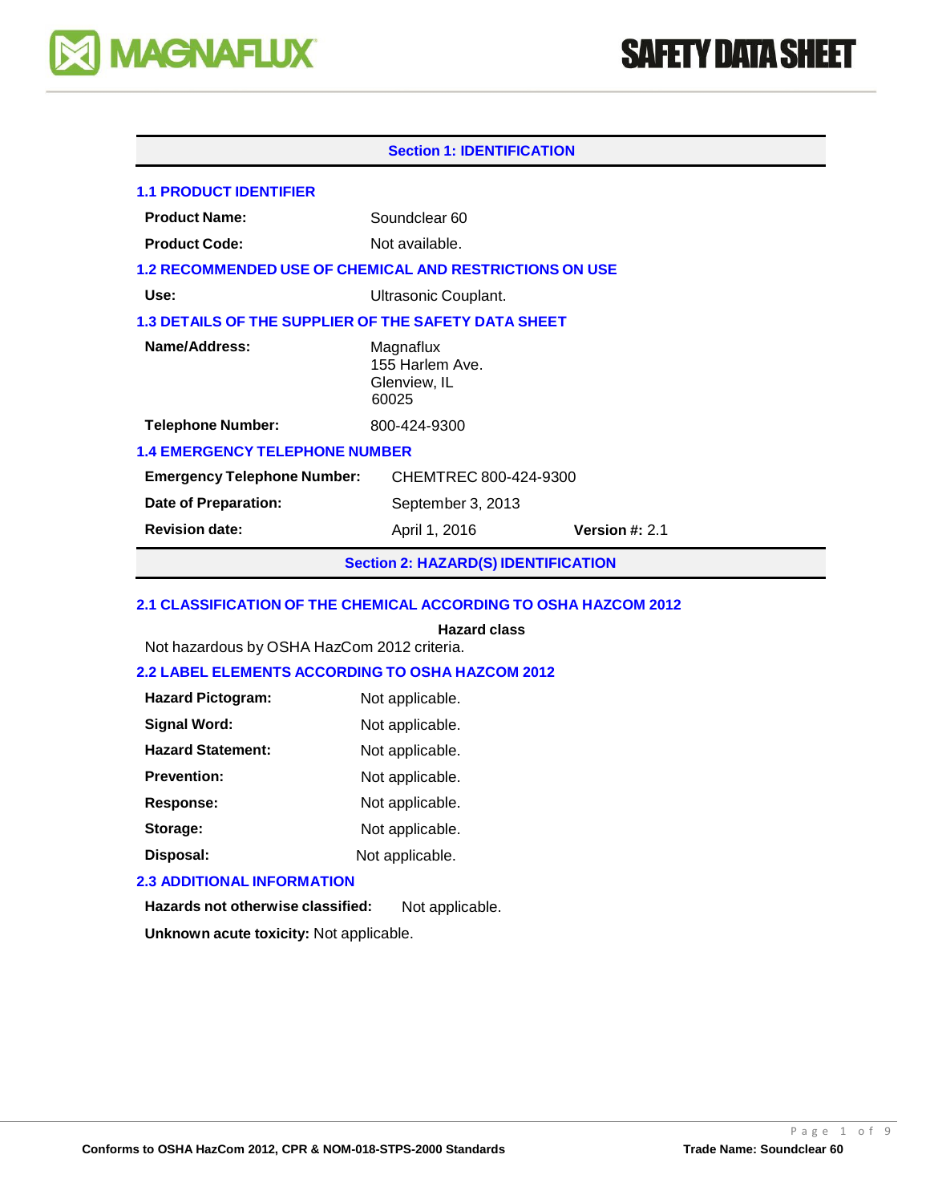MAGNAFLUX

# SAFETY DATA SHEET

## Section 1: IDENTIFICATION

### 1.1 PRODUCT IDENTIFIER

**Product Name:** Soundclear 60

**Product Code:** Not available.

### 1.2 RECOMMENDED USE OF CHEMICAL AND RESTRICTIONS ON USE

**Use:** Ultrasonic Couplant.

### 1.3 DETAILS OF THE SUPPLIER OF THE SAFETY DATA SHEET

**Name/Address:** Magnaflux
155 Harlem Ave.
Glenview, IL
60025

**Telephone Number:** 800-424-9300

### 1.4 EMERGENCY TELEPHONE NUMBER

**Emergency Telephone Number:** CHEMTREC 800-424-9300

**Date of Preparation:** September 3, 2013

**Revision date:** April 1, 2016 **Version #:** 2.1

## Section 2: HAZARD(S) IDENTIFICATION

### 2.1 CLASSIFICATION OF THE CHEMICAL ACCORDING TO OSHA HAZCOM 2012

**Hazard class**

Not hazardous by OSHA HazCom 2012 criteria.

### 2.2 LABEL ELEMENTS ACCORDING TO OSHA HAZCOM 2012

**Hazard Pictogram:** Not applicable.

**Signal Word:** Not applicable.

**Hazard Statement:** Not applicable.

**Prevention:** Not applicable.

**Response:** Not applicable.

**Storage:** Not applicable.

**Disposal:** Not applicable.

### 2.3 ADDITIONAL INFORMATION

**Hazards not otherwise classified:** Not applicable.

**Unknown acute toxicity:** Not applicable.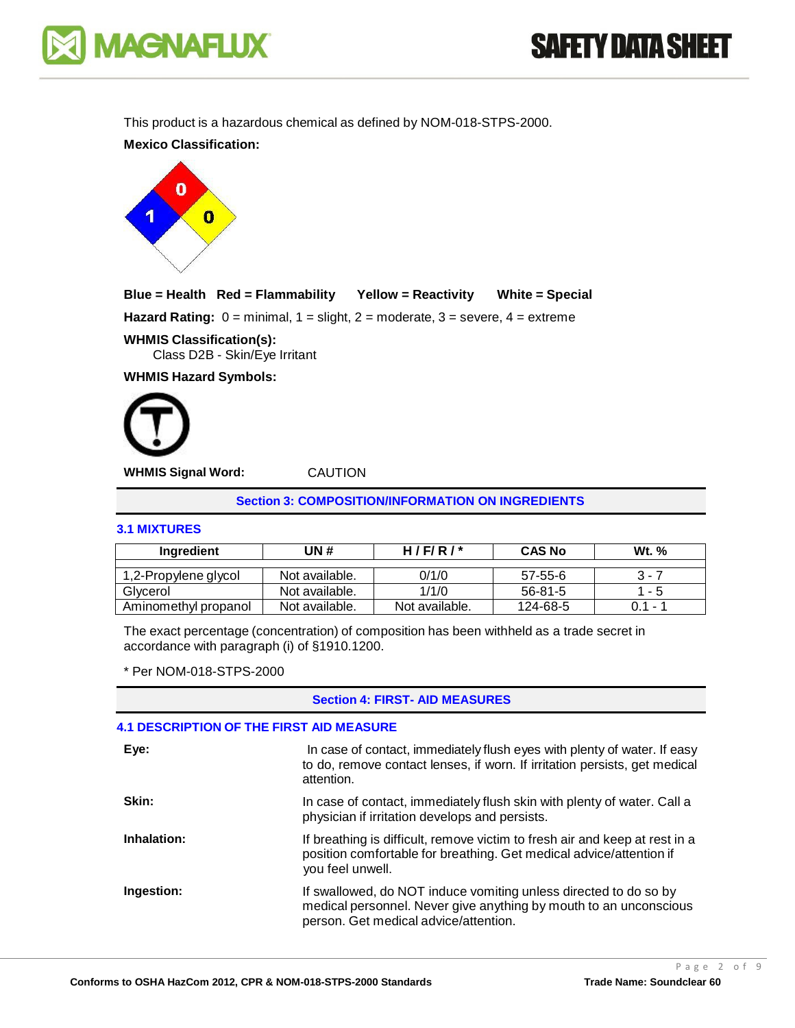This product is a hazardous chemical as defined by NOM-018-STPS-2000.

**Mexico Classification:**

**Blue = Health   Red = Flammability   Yellow = Reactivity   White = Special**

**Hazard Rating:** 0 = minimal, 1 = slight, 2 = moderate, 3 = severe, 4 = extreme

**WHMIS Classification(s):**
Class D2B - Skin/Eye Irritant

**WHMIS Hazard Symbols:**

**WHMIS Signal Word:** CAUTION

## Section 3: COMPOSITION/INFORMATION ON INGREDIENTS

### 3.1 MIXTURES

| Ingredient | UN # | H / F/ R / * | CAS No | Wt. % |
|---|---|---|---|---|
| 1,2-Propylene glycol | Not available. | 0/1/0 | 57-55-6 | 3 - 7 |
| Glycerol | Not available. | 1/1/0 | 56-81-5 | 1 - 5 |
| Aminomethyl propanol | Not available. | Not available. | 124-68-5 | 0.1 - 1 |

The exact percentage (concentration) of composition has been withheld as a trade secret in accordance with paragraph (i) of §1910.1200.

* Per NOM-018-STPS-2000

## Section 4: FIRST- AID MEASURES

### 4.1 DESCRIPTION OF THE FIRST AID MEASURE

**Eye:** In case of contact, immediately flush eyes with plenty of water. If easy to do, remove contact lenses, if worn. If irritation persists, get medical attention.

**Skin:** In case of contact, immediately flush skin with plenty of water. Call a physician if irritation develops and persists.

**Inhalation:** If breathing is difficult, remove victim to fresh air and keep at rest in a position comfortable for breathing. Get medical advice/attention if you feel unwell.

**Ingestion:** If swallowed, do NOT induce vomiting unless directed to do so by medical personnel. Never give anything by mouth to an unconscious person. Get medical advice/attention.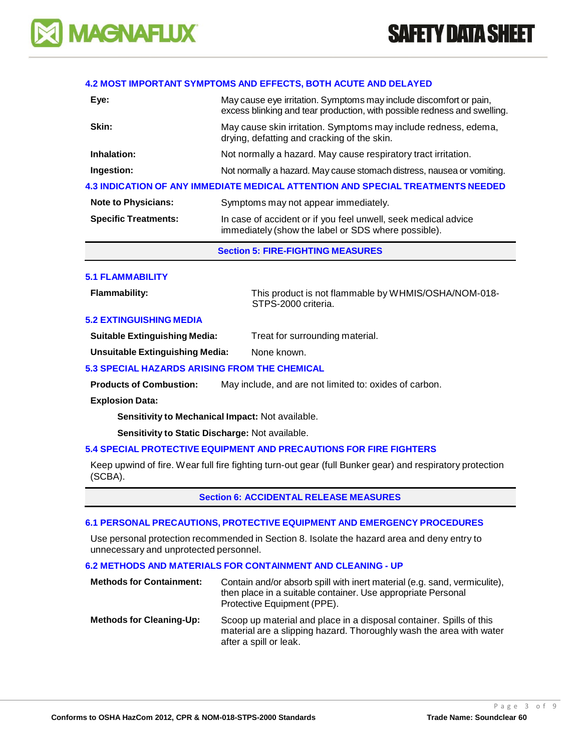### 4.2 MOST IMPORTANT SYMPTOMS AND EFFECTS, BOTH ACUTE AND DELAYED

| | |
|---|---|
| **Eye:** | May cause eye irritation. Symptoms may include discomfort or pain, excess blinking and tear production, with possible redness and swelling. |
| **Skin:** | May cause skin irritation. Symptoms may include redness, edema, drying, defatting and cracking of the skin. |
| **Inhalation:** | Not normally a hazard. May cause respiratory tract irritation. |
| **Ingestion:** | Not normally a hazard. May cause stomach distress, nausea or vomiting. |

### 4.3 INDICATION OF ANY IMMEDIATE MEDICAL ATTENTION AND SPECIAL TREATMENTS NEEDED

| | |
|---|---|
| **Note to Physicians:** | Symptoms may not appear immediately. |
| **Specific Treatments:** | In case of accident or if you feel unwell, seek medical advice immediately (show the label or SDS where possible). |

## Section 5: FIRE-FIGHTING MEASURES

### 5.1 FLAMMABILITY

**Flammability:** This product is not flammable by WHMIS/OSHA/NOM-018-STPS-2000 criteria.

### 5.2 EXTINGUISHING MEDIA

**Suitable Extinguishing Media:** Treat for surrounding material.

**Unsuitable Extinguishing Media:** None known.

### 5.3 SPECIAL HAZARDS ARISING FROM THE CHEMICAL

**Products of Combustion:** May include, and are not limited to: oxides of carbon.

**Explosion Data:**

- **Sensitivity to Mechanical Impact:** Not available.
- **Sensitivity to Static Discharge:** Not available.

### 5.4 SPECIAL PROTECTIVE EQUIPMENT AND PRECAUTIONS FOR FIRE FIGHTERS

Keep upwind of fire. Wear full fire fighting turn-out gear (full Bunker gear) and respiratory protection (SCBA).

## Section 6: ACCIDENTAL RELEASE MEASURES

### 6.1 PERSONAL PRECAUTIONS, PROTECTIVE EQUIPMENT AND EMERGENCY PROCEDURES

Use personal protection recommended in Section 8. Isolate the hazard area and deny entry to unnecessary and unprotected personnel.

### 6.2 METHODS AND MATERIALS FOR CONTAINMENT AND CLEANING - UP

| | |
|---|---|
| **Methods for Containment:** | Contain and/or absorb spill with inert material (e.g. sand, vermiculite), then place in a suitable container. Use appropriate Personal Protective Equipment (PPE). |
| **Methods for Cleaning-Up:** | Scoop up material and place in a disposal container. Spills of this material are a slipping hazard. Thoroughly wash the area with water after a spill or leak. |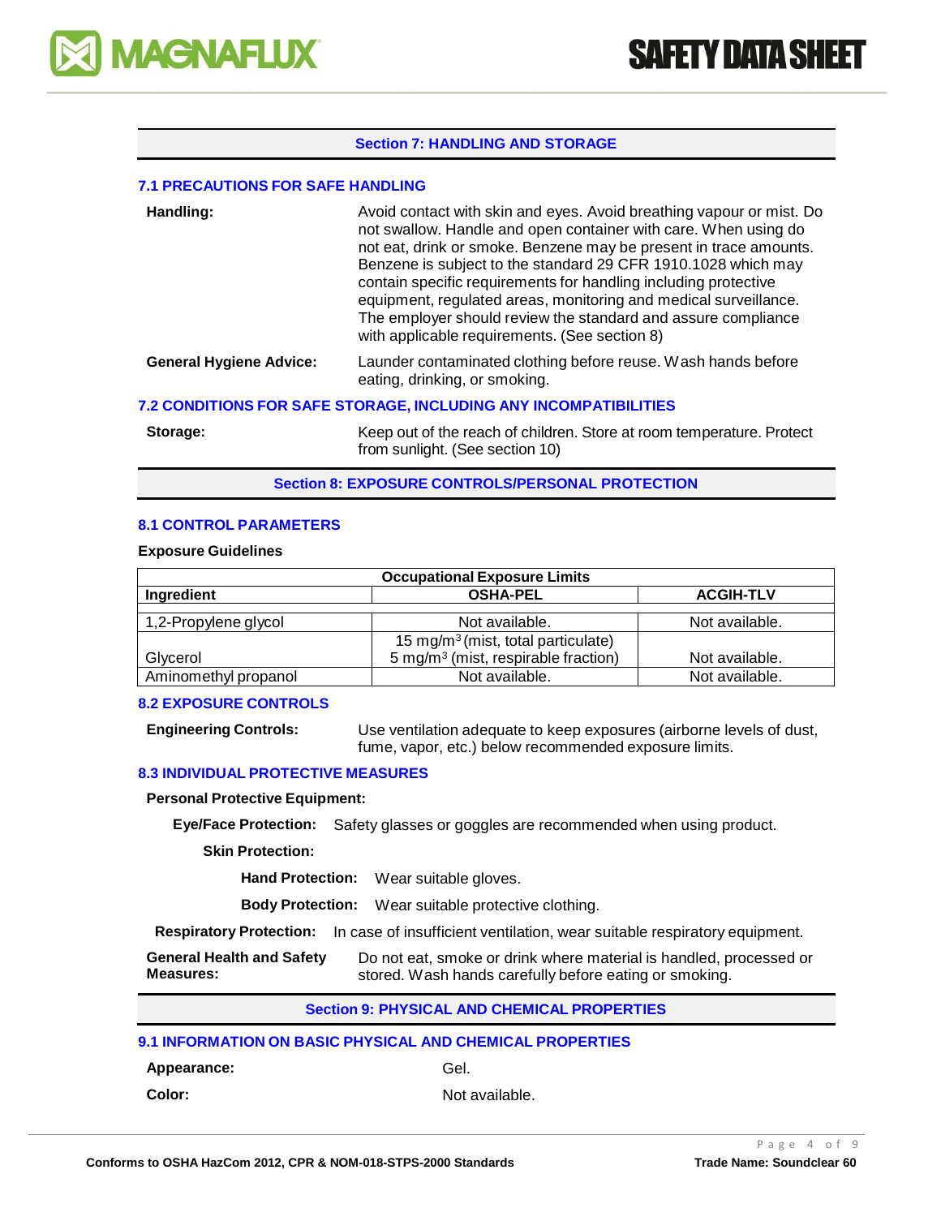## Section 7: HANDLING AND STORAGE

### 7.1 PRECAUTIONS FOR SAFE HANDLING

**Handling:** Avoid contact with skin and eyes. Avoid breathing vapour or mist. Do not swallow. Handle and open container with care. When using do not eat, drink or smoke. Benzene may be present in trace amounts. Benzene is subject to the standard 29 CFR 1910.1028 which may contain specific requirements for handling including protective equipment, regulated areas, monitoring and medical surveillance. The employer should review the standard and assure compliance with applicable requirements. (See section 8)

**General Hygiene Advice:** Launder contaminated clothing before reuse. Wash hands before eating, drinking, or smoking.

### 7.2 CONDITIONS FOR SAFE STORAGE, INCLUDING ANY INCOMPATIBILITIES

**Storage:** Keep out of the reach of children. Store at room temperature. Protect from sunlight. (See section 10)

## Section 8: EXPOSURE CONTROLS/PERSONAL PROTECTION

### 8.1 CONTROL PARAMETERS

**Exposure Guidelines**

| Occupational Exposure Limits | | |
|---|---|---|
| **Ingredient** | **OSHA-PEL** | **ACGIH-TLV** |
| 1,2-Propylene glycol | Not available. | Not available. |
| Glycerol | 15 mg/m$^3$ (mist, total particulate)<br>5 mg/m$^3$ (mist, respirable fraction) | Not available. |
| Aminomethyl propanol | Not available. | Not available. |

### 8.2 EXPOSURE CONTROLS

**Engineering Controls:** Use ventilation adequate to keep exposures (airborne levels of dust, fume, vapor, etc.) below recommended exposure limits.

### 8.3 INDIVIDUAL PROTECTIVE MEASURES

**Personal Protective Equipment:**

**Eye/Face Protection:** Safety glasses or goggles are recommended when using product.

**Skin Protection:**

**Hand Protection:** Wear suitable gloves.

**Body Protection:** Wear suitable protective clothing.

**Respiratory Protection:** In case of insufficient ventilation, wear suitable respiratory equipment.

**General Health and Safety Measures:** Do not eat, smoke or drink where material is handled, processed or stored. Wash hands carefully before eating or smoking.

## Section 9: PHYSICAL AND CHEMICAL PROPERTIES

### 9.1 INFORMATION ON BASIC PHYSICAL AND CHEMICAL PROPERTIES

**Appearance:** Gel.

**Color:** Not available.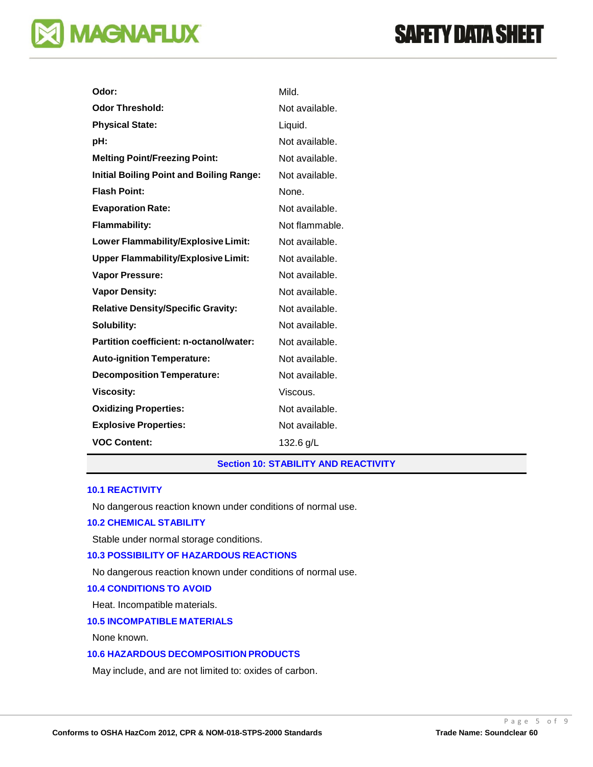| | |
|---|---|
| **Odor:** | Mild. |
| **Odor Threshold:** | Not available. |
| **Physical State:** | Liquid. |
| **pH:** | Not available. |
| **Melting Point/Freezing Point:** | Not available. |
| **Initial Boiling Point and Boiling Range:** | Not available. |
| **Flash Point:** | None. |
| **Evaporation Rate:** | Not available. |
| **Flammability:** | Not flammable. |
| **Lower Flammability/Explosive Limit:** | Not available. |
| **Upper Flammability/Explosive Limit:** | Not available. |
| **Vapor Pressure:** | Not available. |
| **Vapor Density:** | Not available. |
| **Relative Density/Specific Gravity:** | Not available. |
| **Solubility:** | Not available. |
| **Partition coefficient: n-octanol/water:** | Not available. |
| **Auto-ignition Temperature:** | Not available. |
| **Decomposition Temperature:** | Not available. |
| **Viscosity:** | Viscous. |
| **Oxidizing Properties:** | Not available. |
| **Explosive Properties:** | Not available. |
| **VOC Content:** | 132.6 g/L |

## Section 10: STABILITY AND REACTIVITY

### 10.1 REACTIVITY

No dangerous reaction known under conditions of normal use.

### 10.2 CHEMICAL STABILITY

Stable under normal storage conditions.

### 10.3 POSSIBILITY OF HAZARDOUS REACTIONS

No dangerous reaction known under conditions of normal use.

### 10.4 CONDITIONS TO AVOID

Heat. Incompatible materials.

### 10.5 INCOMPATIBLE MATERIALS

None known.

### 10.6 HAZARDOUS DECOMPOSITION PRODUCTS

May include, and are not limited to: oxides of carbon.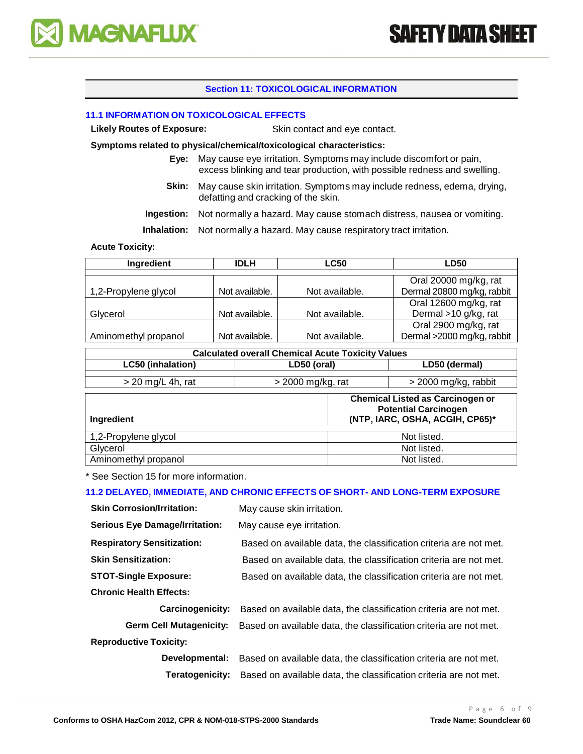## Section 11: TOXICOLOGICAL INFORMATION

### 11.1 INFORMATION ON TOXICOLOGICAL EFFECTS

**Likely Routes of Exposure:** Skin contact and eye contact.

**Symptoms related to physical/chemical/toxicological characteristics:**

**Eye:** May cause eye irritation. Symptoms may include discomfort or pain, excess blinking and tear production, with possible redness and swelling.

**Skin:** May cause skin irritation. Symptoms may include redness, edema, drying, defatting and cracking of the skin.

**Ingestion:** Not normally a hazard. May cause stomach distress, nausea or vomiting.

**Inhalation:** Not normally a hazard. May cause respiratory tract irritation.

**Acute Toxicity:**

| Ingredient | IDLH | LC50 | LD50 |
|---|---|---|---|
| 1,2-Propylene glycol | Not available. | Not available. | Oral 20000 mg/kg, rat<br>Dermal 20800 mg/kg, rabbit |
| Glycerol | Not available. | Not available. | Oral 12600 mg/kg, rat<br>Dermal >10 g/kg, rat |
| Aminomethyl propanol | Not available. | Not available. | Oral 2900 mg/kg, rat<br>Dermal >2000 mg/kg, rabbit |

| Calculated overall Chemical Acute Toxicity Values | | |
|---|---|---|
| **LC50 (inhalation)** | **LD50 (oral)** | **LD50 (dermal)** |
| > 20 mg/L 4h, rat | > 2000 mg/kg, rat | > 2000 mg/kg, rabbit |

| Ingredient | Chemical Listed as Carcinogen or Potential Carcinogen (NTP, IARC, OSHA, ACGIH, CP65)* |
|---|---|
| 1,2-Propylene glycol | Not listed. |
| Glycerol | Not listed. |
| Aminomethyl propanol | Not listed. |

* See Section 15 for more information.

### 11.2 DELAYED, IMMEDIATE, AND CHRONIC EFFECTS OF SHORT- AND LONG-TERM EXPOSURE

**Skin Corrosion/Irritation:** May cause skin irritation.

**Serious Eye Damage/Irritation:** May cause eye irritation.

**Respiratory Sensitization:** Based on available data, the classification criteria are not met.

**Skin Sensitization:** Based on available data, the classification criteria are not met.

**STOT-Single Exposure:** Based on available data, the classification criteria are not met.

**Chronic Health Effects:**

**Carcinogenicity:** Based on available data, the classification criteria are not met.

**Germ Cell Mutagenicity:** Based on available data, the classification criteria are not met.

**Reproductive Toxicity:**

**Developmental:** Based on available data, the classification criteria are not met.

**Teratogenicity:** Based on available data, the classification criteria are not met.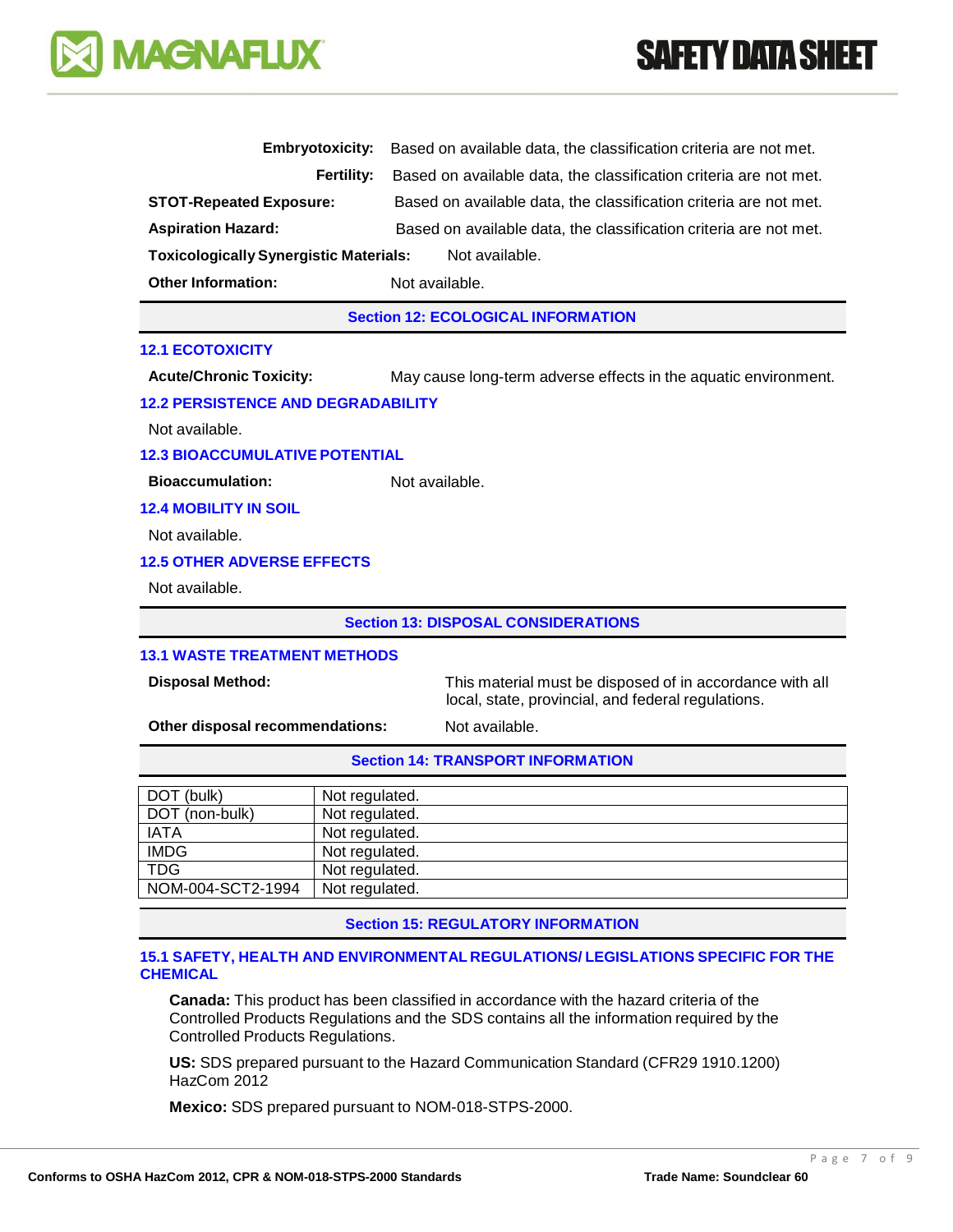**Embryotoxicity:** Based on available data, the classification criteria are not met.

**Fertility:** Based on available data, the classification criteria are not met.

**STOT-Repeated Exposure:** Based on available data, the classification criteria are not met.

**Aspiration Hazard:** Based on available data, the classification criteria are not met.

**Toxicologically Synergistic Materials:** Not available.

**Other Information:** Not available.

## Section 12: ECOLOGICAL INFORMATION

### 12.1 ECOTOXICITY

**Acute/Chronic Toxicity:** May cause long-term adverse effects in the aquatic environment.

### 12.2 PERSISTENCE AND DEGRADABILITY

Not available.

### 12.3 BIOACCUMULATIVE POTENTIAL

**Bioaccumulation:** Not available.

### 12.4 MOBILITY IN SOIL

Not available.

### 12.5 OTHER ADVERSE EFFECTS

Not available.

## Section 13: DISPOSAL CONSIDERATIONS

### 13.1 WASTE TREATMENT METHODS

**Disposal Method:** This material must be disposed of in accordance with all local, state, provincial, and federal regulations.

**Other disposal recommendations:** Not available.

## Section 14: TRANSPORT INFORMATION

| | |
|---|---|
| DOT (bulk) | Not regulated. |
| DOT (non-bulk) | Not regulated. |
| IATA | Not regulated. |
| IMDG | Not regulated. |
| TDG | Not regulated. |
| NOM-004-SCT2-1994 | Not regulated. |

## Section 15: REGULATORY INFORMATION

### 15.1 SAFETY, HEALTH AND ENVIRONMENTAL REGULATIONS/ LEGISLATIONS SPECIFIC FOR THE CHEMICAL

**Canada:** This product has been classified in accordance with the hazard criteria of the Controlled Products Regulations and the SDS contains all the information required by the Controlled Products Regulations.

**US:** SDS prepared pursuant to the Hazard Communication Standard (CFR29 1910.1200) HazCom 2012

**Mexico:** SDS prepared pursuant to NOM-018-STPS-2000.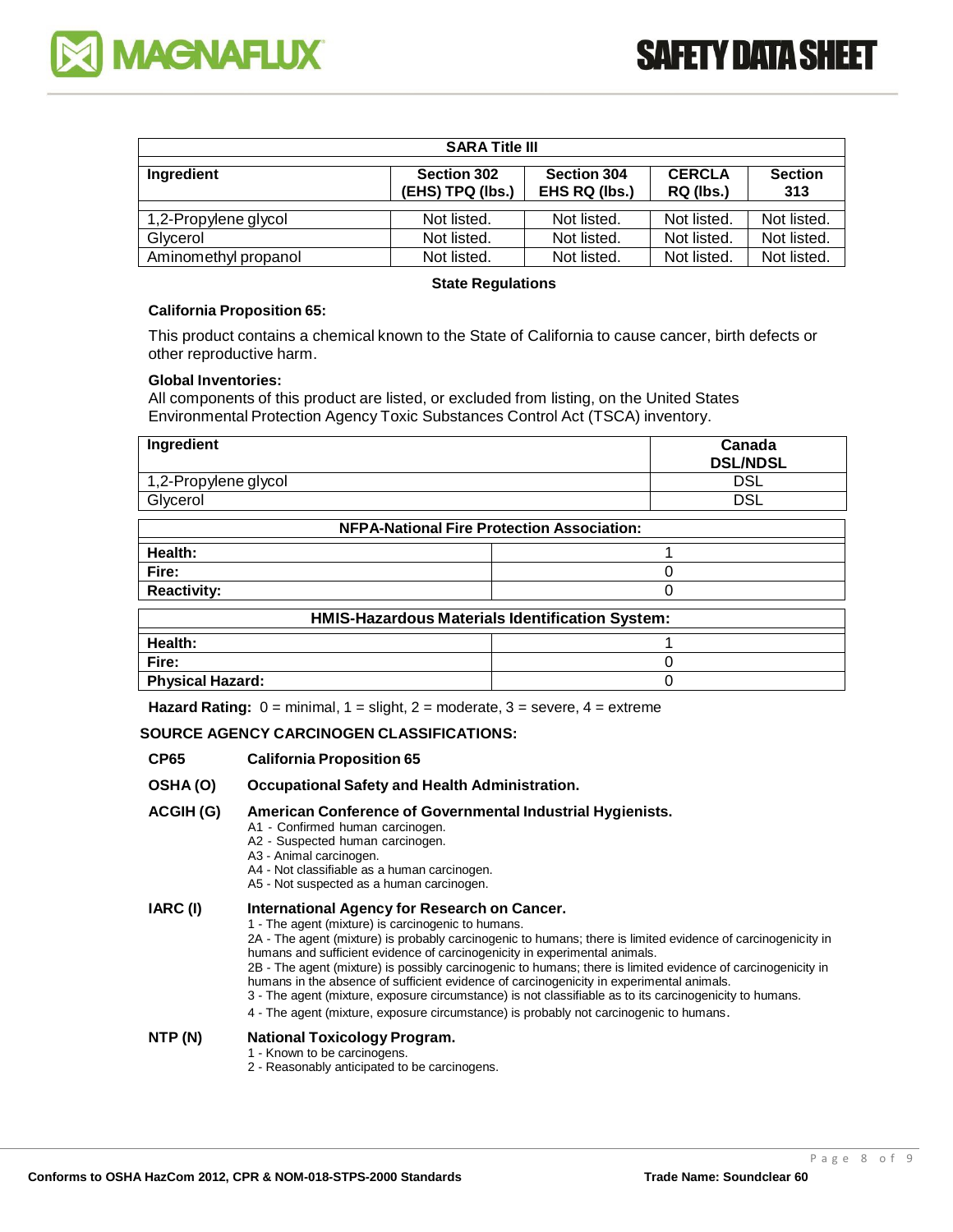| SARA Title III | | | | |
|---|---|---|---|---|
| **Ingredient** | **Section 302 (EHS) TPQ (lbs.)** | **Section 304 EHS RQ (lbs.)** | **CERCLA RQ (lbs.)** | **Section 313** |
| 1,2-Propylene glycol | Not listed. | Not listed. | Not listed. | Not listed. |
| Glycerol | Not listed. | Not listed. | Not listed. | Not listed. |
| Aminomethyl propanol | Not listed. | Not listed. | Not listed. | Not listed. |

**State Regulations**

**California Proposition 65:**

This product contains a chemical known to the State of California to cause cancer, birth defects or other reproductive harm.

**Global Inventories:**
All components of this product are listed, or excluded from listing, on the United States Environmental Protection Agency Toxic Substances Control Act (TSCA) inventory.

| Ingredient | Canada DSL/NDSL |
|---|---|
| 1,2-Propylene glycol | DSL |
| Glycerol | DSL |

| NFPA-National Fire Protection Association: | |
|---|---|
| **Health:** | 1 |
| **Fire:** | 0 |
| **Reactivity:** | 0 |

| HMIS-Hazardous Materials Identification System: | |
|---|---|
| **Health:** | 1 |
| **Fire:** | 0 |
| **Physical Hazard:** | 0 |

**Hazard Rating:** 0 = minimal, 1 = slight, 2 = moderate, 3 = severe, 4 = extreme

**SOURCE AGENCY CARCINOGEN CLASSIFICATIONS:**

**CP65** **California Proposition 65**

**OSHA (O)** **Occupational Safety and Health Administration.**

**ACGIH (G)** **American Conference of Governmental Industrial Hygienists.**
- A1 - Confirmed human carcinogen.
- A2 - Suspected human carcinogen.
- A3 - Animal carcinogen.
- A4 - Not classifiable as a human carcinogen.
- A5 - Not suspected as a human carcinogen.

**IARC (I)** **International Agency for Research on Cancer.**
- 1 - The agent (mixture) is carcinogenic to humans.
- 2A - The agent (mixture) is probably carcinogenic to humans; there is limited evidence of carcinogenicity in humans and sufficient evidence of carcinogenicity in experimental animals.
- 2B - The agent (mixture) is possibly carcinogenic to humans; there is limited evidence of carcinogenicity in humans in the absence of sufficient evidence of carcinogenicity in experimental animals.
- 3 - The agent (mixture, exposure circumstance) is not classifiable as to its carcinogenicity to humans.
- 4 - The agent (mixture, exposure circumstance) is probably not carcinogenic to humans.

**NTP (N)** **National Toxicology Program.**
- 1 - Known to be carcinogens.
- 2 - Reasonably anticipated to be carcinogens.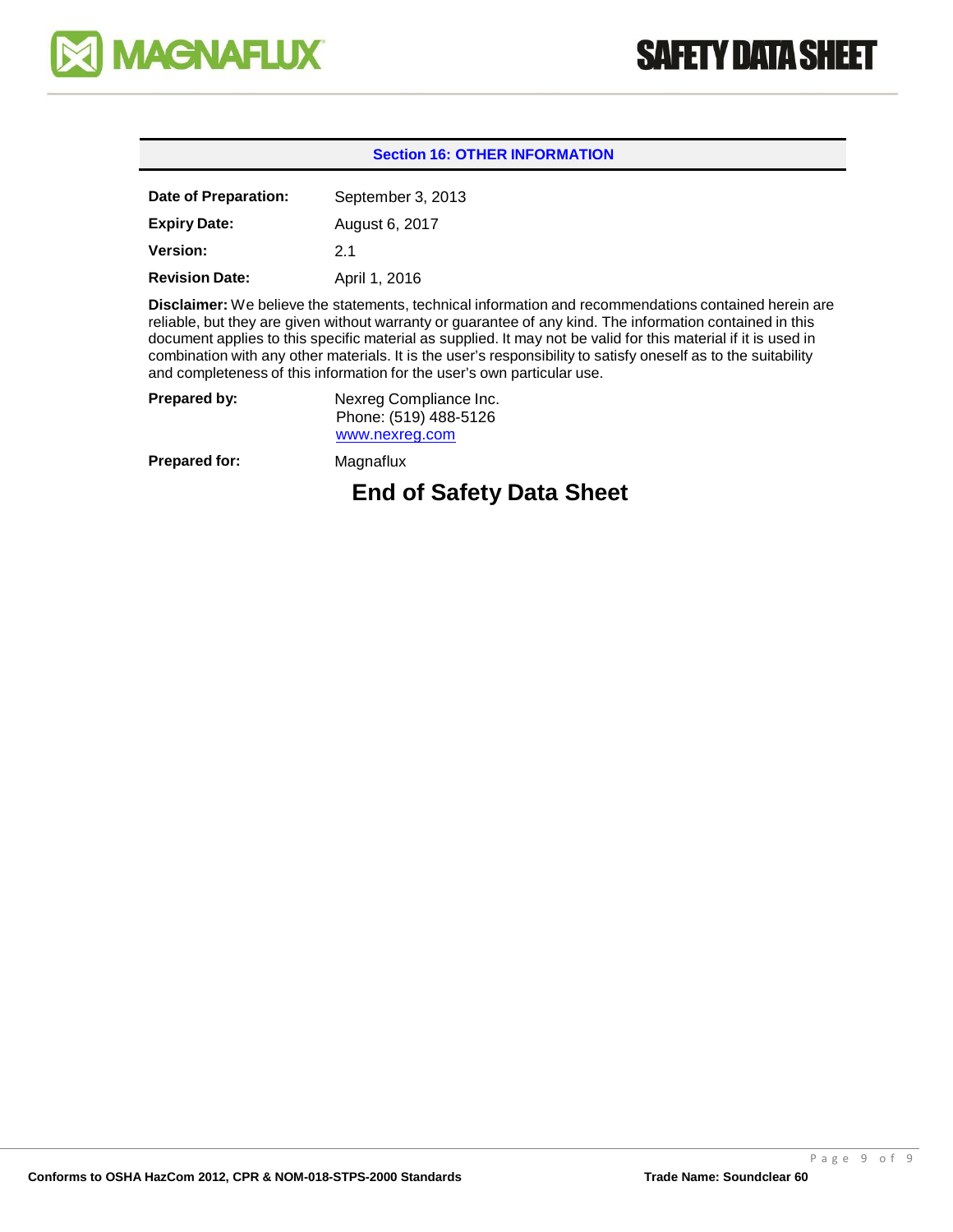## Section 16: OTHER INFORMATION

**Date of Preparation:** September 3, 2013

**Expiry Date:** August 6, 2017

**Version:** 2.1

**Revision Date:** April 1, 2016

**Disclaimer:** We believe the statements, technical information and recommendations contained herein are reliable, but they are given without warranty or guarantee of any kind. The information contained in this document applies to this specific material as supplied. It may not be valid for this material if it is used in combination with any other materials. It is the user's responsibility to satisfy oneself as to the suitability and completeness of this information for the user's own particular use.

**Prepared by:** Nexreg Compliance Inc.
Phone: (519) 488-5126
www.nexreg.com

**Prepared for:** Magnaflux

## End of Safety Data Sheet